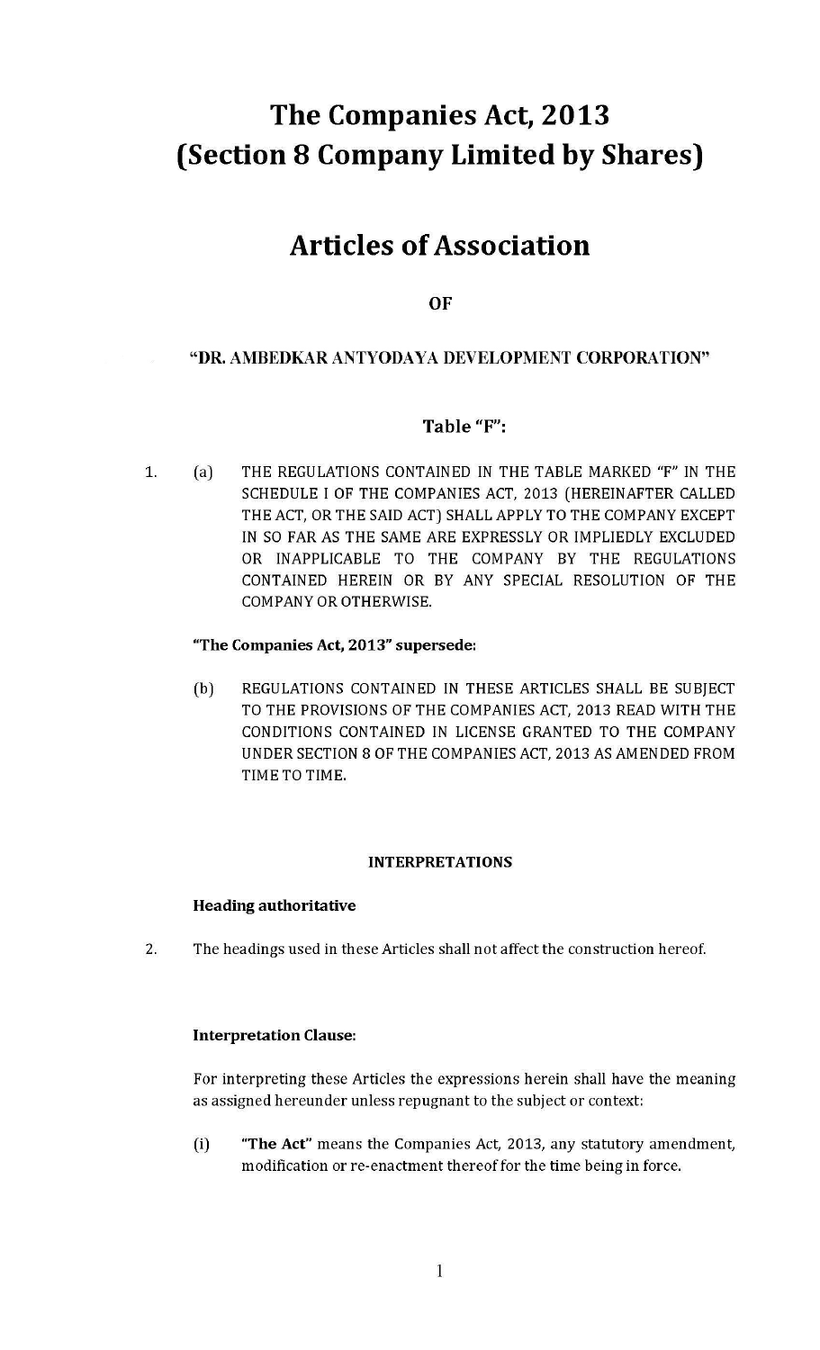# The Companies Act, 2013
# (Section 8 Company Limited by Shares)

## Articles of Association

**OF**

**"DR. AMBEDKAR ANTYODAYA DEVELOPMENT CORPORATION"**

### Table "F":

1. (a) THE REGULATIONS CONTAINED IN THE TABLE MARKED "F" IN THE SCHEDULE I OF THE COMPANIES ACT, 2013 (HEREINAFTER CALLED THE ACT, OR THE SAID ACT) SHALL APPLY TO THE COMPANY EXCEPT IN SO FAR AS THE SAME ARE EXPRESSLY OR IMPLIEDLY EXCLUDED OR INAPPLICABLE TO THE COMPANY BY THE REGULATIONS CONTAINED HEREIN OR BY ANY SPECIAL RESOLUTION OF THE COMPANY OR OTHERWISE.

**"The Companies Act, 2013" supersede:**

(b) REGULATIONS CONTAINED IN THESE ARTICLES SHALL BE SUBJECT TO THE PROVISIONS OF THE COMPANIES ACT, 2013 READ WITH THE CONDITIONS CONTAINED IN LICENSE GRANTED TO THE COMPANY UNDER SECTION 8 OF THE COMPANIES ACT, 2013 AS AMENDED FROM TIME TO TIME.

**INTERPRETATIONS**

**Heading authoritative**

2. The headings used in these Articles shall not affect the construction hereof.

**Interpretation Clause:**

For interpreting these Articles the expressions herein shall have the meaning as assigned hereunder unless repugnant to the subject or context:

(i) **"The Act"** means the Companies Act, 2013, any statutory amendment, modification or re-enactment thereof for the time being in force.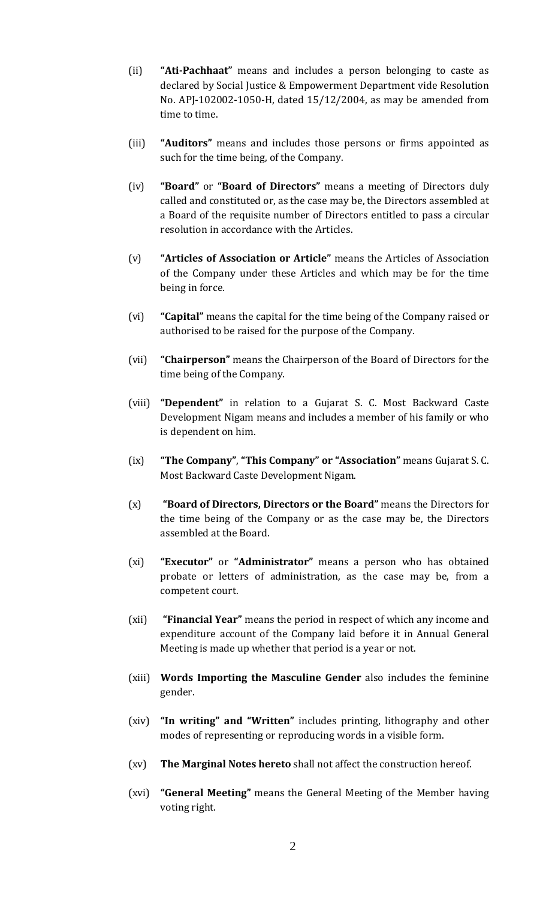(ii) **"Ati-Pachhaat"** means and includes a person belonging to caste as declared by Social Justice & Empowerment Department vide Resolution No. APJ-102002-1050-H, dated 15/12/2004, as may be amended from time to time.

(iii) **"Auditors"** means and includes those persons or firms appointed as such for the time being, of the Company.

(iv) **"Board"** or **"Board of Directors"** means a meeting of Directors duly called and constituted or, as the case may be, the Directors assembled at a Board of the requisite number of Directors entitled to pass a circular resolution in accordance with the Articles.

(v) **"Articles of Association or Article"** means the Articles of Association of the Company under these Articles and which may be for the time being in force.

(vi) **"Capital"** means the capital for the time being of the Company raised or authorised to be raised for the purpose of the Company.

(vii) **"Chairperson"** means the Chairperson of the Board of Directors for the time being of the Company.

(viii) **"Dependent"** in relation to a Gujarat S. C. Most Backward Caste Development Nigam means and includes a member of his family or who is dependent on him.

(ix) **"The Company"**, **"This Company" or "Association"** means Gujarat S. C. Most Backward Caste Development Nigam.

(x) **"Board of Directors, Directors or the Board"** means the Directors for the time being of the Company or as the case may be, the Directors assembled at the Board.

(xi) **"Executor"** or **"Administrator"** means a person who has obtained probate or letters of administration, as the case may be, from a competent court.

(xii) **"Financial Year"** means the period in respect of which any income and expenditure account of the Company laid before it in Annual General Meeting is made up whether that period is a year or not.

(xiii) **Words Importing the Masculine Gender** also includes the feminine gender.

(xiv) **"In writing" and "Written"** includes printing, lithography and other modes of representing or reproducing words in a visible form.

(xv) **The Marginal Notes hereto** shall not affect the construction hereof.

(xvi) **"General Meeting"** means the General Meeting of the Member having voting right.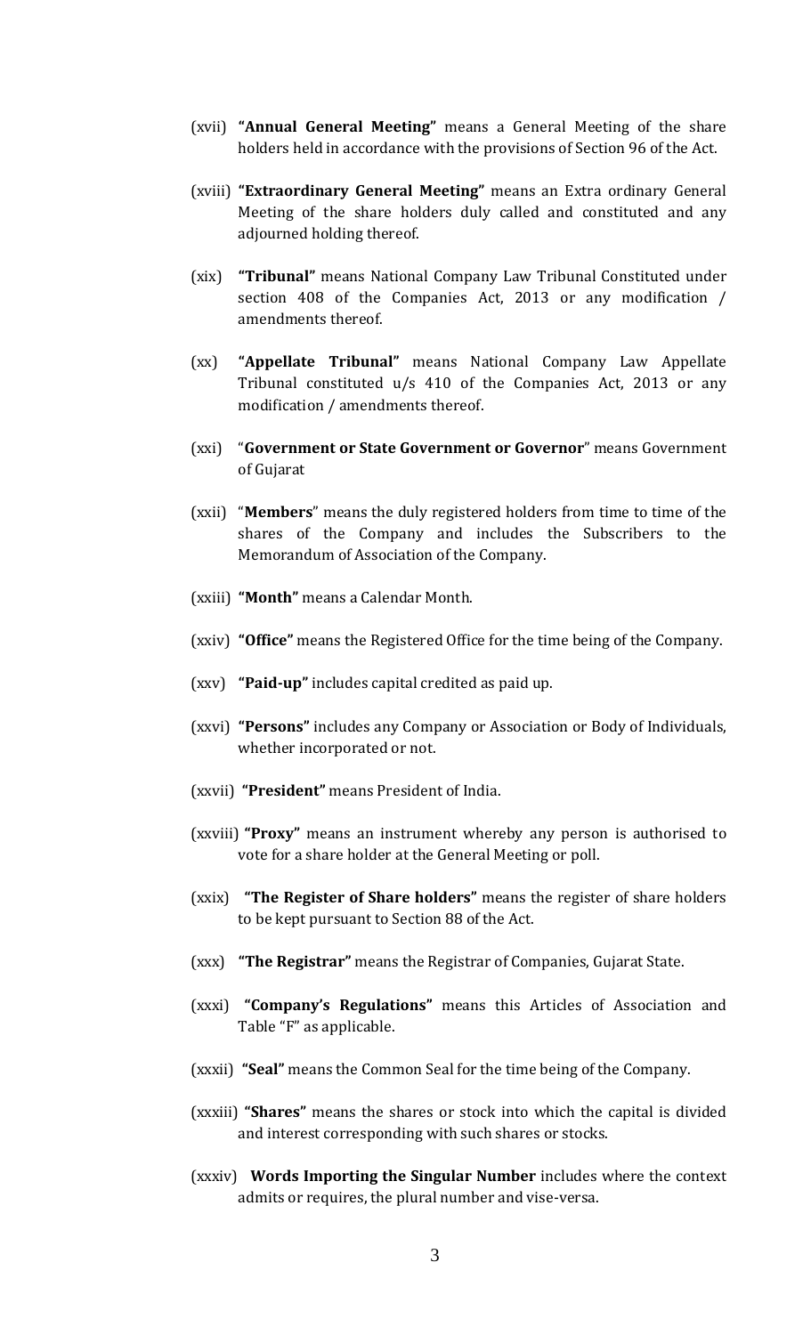(xvii) **"Annual General Meeting"** means a General Meeting of the share holders held in accordance with the provisions of Section 96 of the Act.

(xviii) **"Extraordinary General Meeting"** means an Extra ordinary General Meeting of the share holders duly called and constituted and any adjourned holding thereof.

(xix) **"Tribunal"** means National Company Law Tribunal Constituted under section 408 of the Companies Act, 2013 or any modification / amendments thereof.

(xx) **"Appellate Tribunal"** means National Company Law Appellate Tribunal constituted u/s 410 of the Companies Act, 2013 or any modification / amendments thereof.

(xxi) "**Government or State Government or Governor**" means Government of Gujarat

(xxii) "**Members**" means the duly registered holders from time to time of the shares of the Company and includes the Subscribers to the Memorandum of Association of the Company.

(xxiii) **"Month"** means a Calendar Month.

(xxiv) **"Office"** means the Registered Office for the time being of the Company.

(xxv) **"Paid-up"** includes capital credited as paid up.

(xxvi) **"Persons"** includes any Company or Association or Body of Individuals, whether incorporated or not.

(xxvii) **"President"** means President of India.

(xxviii) **"Proxy"** means an instrument whereby any person is authorised to vote for a share holder at the General Meeting or poll.

(xxix) **"The Register of Share holders"** means the register of share holders to be kept pursuant to Section 88 of the Act.

(xxx) **"The Registrar"** means the Registrar of Companies, Gujarat State.

(xxxi) **"Company's Regulations"** means this Articles of Association and Table "F" as applicable.

(xxxii) **"Seal"** means the Common Seal for the time being of the Company.

(xxxiii) **"Shares"** means the shares or stock into which the capital is divided and interest corresponding with such shares or stocks.

(xxxiv) **Words Importing the Singular Number** includes where the context admits or requires, the plural number and vise-versa.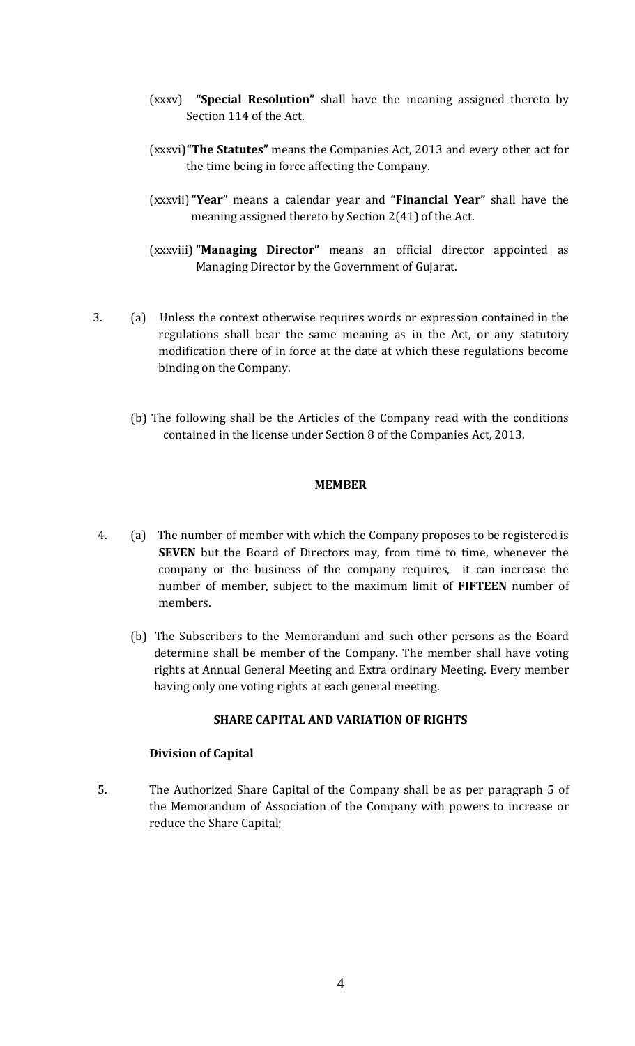(xxxv) **"Special Resolution"** shall have the meaning assigned thereto by Section 114 of the Act.

(xxxvi) **"The Statutes"** means the Companies Act, 2013 and every other act for the time being in force affecting the Company.

(xxxvii) **"Year"** means a calendar year and **"Financial Year"** shall have the meaning assigned thereto by Section 2(41) of the Act.

(xxxviii) **"Managing Director"** means an official director appointed as Managing Director by the Government of Gujarat.

3. (a) Unless the context otherwise requires words or expression contained in the regulations shall bear the same meaning as in the Act, or any statutory modification there of in force at the date at which these regulations become binding on the Company.

(b) The following shall be the Articles of the Company read with the conditions contained in the license under Section 8 of the Companies Act, 2013.

**MEMBER**

4. (a) The number of member with which the Company proposes to be registered is **SEVEN** but the Board of Directors may, from time to time, whenever the company or the business of the company requires, it can increase the number of member, subject to the maximum limit of **FIFTEEN** number of members.

(b) The Subscribers to the Memorandum and such other persons as the Board determine shall be member of the Company. The member shall have voting rights at Annual General Meeting and Extra ordinary Meeting. Every member having only one voting rights at each general meeting.

**SHARE CAPITAL AND VARIATION OF RIGHTS**

**Division of Capital**

5. The Authorized Share Capital of the Company shall be as per paragraph 5 of the Memorandum of Association of the Company with powers to increase or reduce the Share Capital;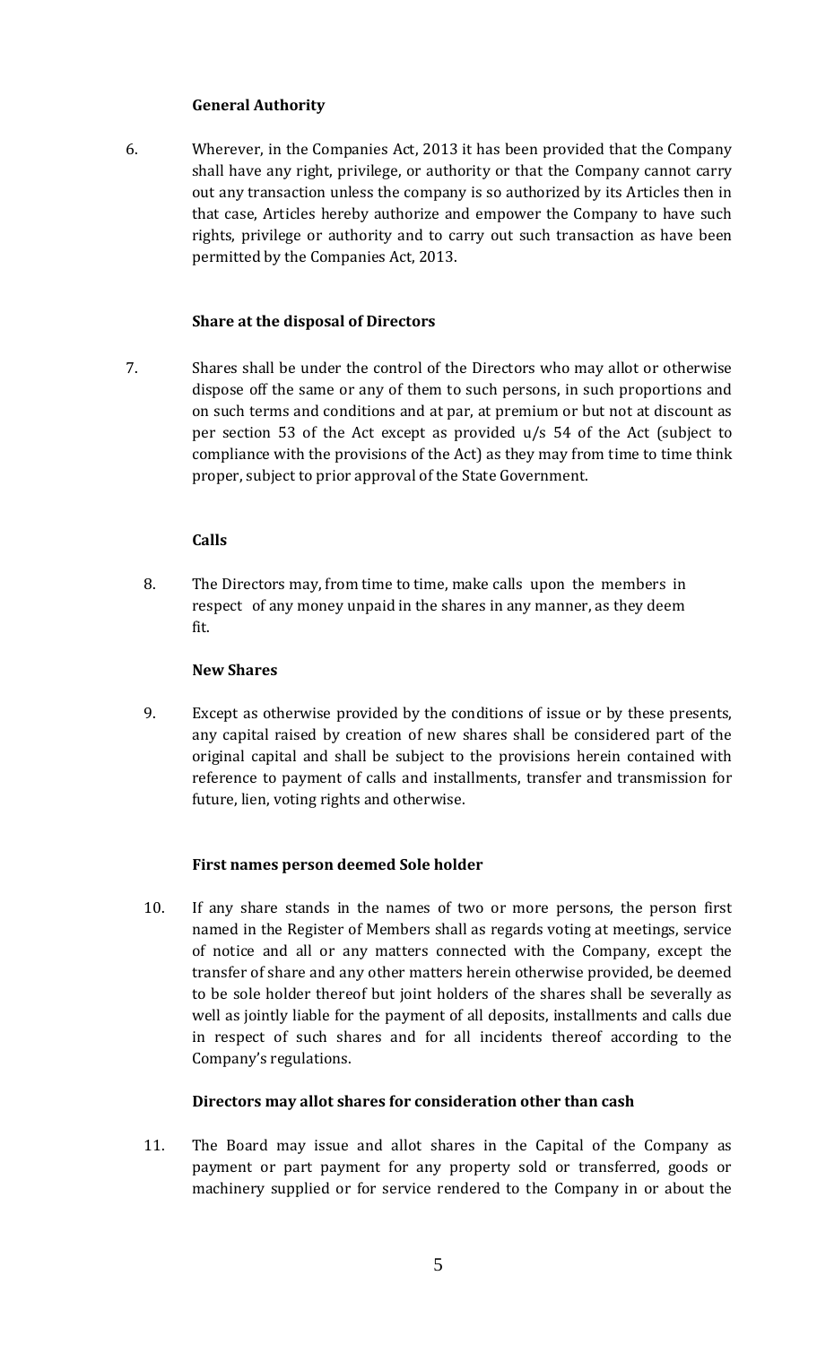**General Authority**

6. Wherever, in the Companies Act, 2013 it has been provided that the Company shall have any right, privilege, or authority or that the Company cannot carry out any transaction unless the company is so authorized by its Articles then in that case, Articles hereby authorize and empower the Company to have such rights, privilege or authority and to carry out such transaction as have been permitted by the Companies Act, 2013.

**Share at the disposal of Directors**

7. Shares shall be under the control of the Directors who may allot or otherwise dispose off the same or any of them to such persons, in such proportions and on such terms and conditions and at par, at premium or but not at discount as per section 53 of the Act except as provided u/s 54 of the Act (subject to compliance with the provisions of the Act) as they may from time to time think proper, subject to prior approval of the State Government.

**Calls**

8. The Directors may, from time to time, make calls upon the members in respect of any money unpaid in the shares in any manner, as they deem fit.

**New Shares**

9. Except as otherwise provided by the conditions of issue or by these presents, any capital raised by creation of new shares shall be considered part of the original capital and shall be subject to the provisions herein contained with reference to payment of calls and installments, transfer and transmission for future, lien, voting rights and otherwise.

**First names person deemed Sole holder**

10. If any share stands in the names of two or more persons, the person first named in the Register of Members shall as regards voting at meetings, service of notice and all or any matters connected with the Company, except the transfer of share and any other matters herein otherwise provided, be deemed to be sole holder thereof but joint holders of the shares shall be severally as well as jointly liable for the payment of all deposits, installments and calls due in respect of such shares and for all incidents thereof according to the Company's regulations.

**Directors may allot shares for consideration other than cash**

11. The Board may issue and allot shares in the Capital of the Company as payment or part payment for any property sold or transferred, goods or machinery supplied or for service rendered to the Company in or about the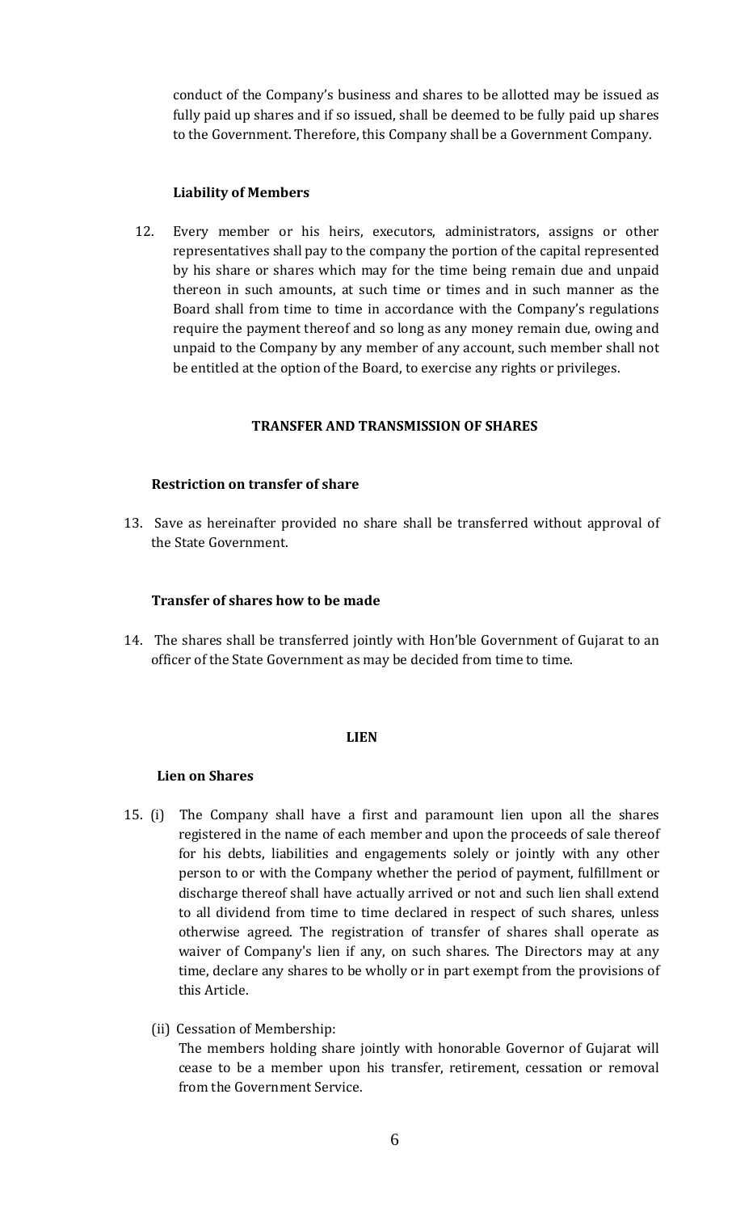conduct of the Company's business and shares to be allotted may be issued as fully paid up shares and if so issued, shall be deemed to be fully paid up shares to the Government. Therefore, this Company shall be a Government Company.

**Liability of Members**

12. Every member or his heirs, executors, administrators, assigns or other representatives shall pay to the company the portion of the capital represented by his share or shares which may for the time being remain due and unpaid thereon in such amounts, at such time or times and in such manner as the Board shall from time to time in accordance with the Company's regulations require the payment thereof and so long as any money remain due, owing and unpaid to the Company by any member of any account, such member shall not be entitled at the option of the Board, to exercise any rights or privileges.

## TRANSFER AND TRANSMISSION OF SHARES

**Restriction on transfer of share**

13. Save as hereinafter provided no share shall be transferred without approval of the State Government.

**Transfer of shares how to be made**

14. The shares shall be transferred jointly with Hon'ble Government of Gujarat to an officer of the State Government as may be decided from time to time.

## LIEN

**Lien on Shares**

15. (i) The Company shall have a first and paramount lien upon all the shares registered in the name of each member and upon the proceeds of sale thereof for his debts, liabilities and engagements solely or jointly with any other person to or with the Company whether the period of payment, fulfillment or discharge thereof shall have actually arrived or not and such lien shall extend to all dividend from time to time declared in respect of such shares, unless otherwise agreed. The registration of transfer of shares shall operate as waiver of Company's lien if any, on such shares. The Directors may at any time, declare any shares to be wholly or in part exempt from the provisions of this Article.

    (ii) Cessation of Membership:
    The members holding share jointly with honorable Governor of Gujarat will cease to be a member upon his transfer, retirement, cessation or removal from the Government Service.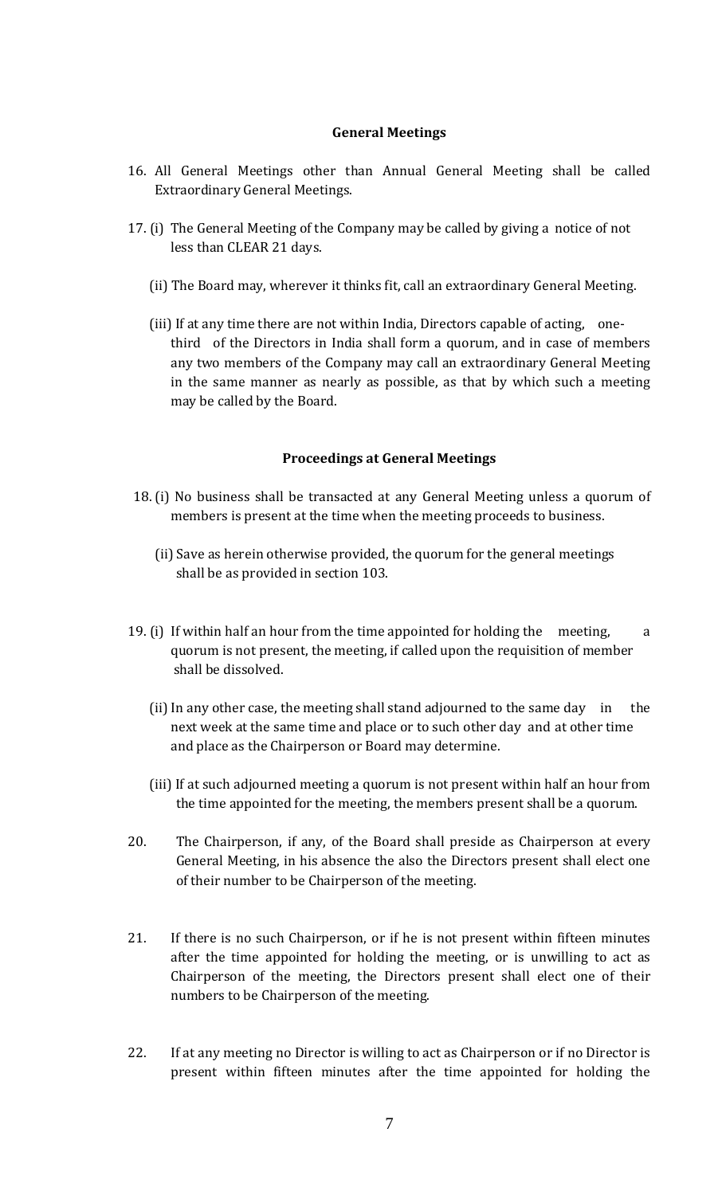## General Meetings

16. All General Meetings other than Annual General Meeting shall be called Extraordinary General Meetings.

17. (i) The General Meeting of the Company may be called by giving a notice of not less than CLEAR 21 days.

    (ii) The Board may, wherever it thinks fit, call an extraordinary General Meeting.

    (iii) If at any time there are not within India, Directors capable of acting, one-third of the Directors in India shall form a quorum, and in case of members any two members of the Company may call an extraordinary General Meeting in the same manner as nearly as possible, as that by which such a meeting may be called by the Board.

## Proceedings at General Meetings

18. (i) No business shall be transacted at any General Meeting unless a quorum of members is present at the time when the meeting proceeds to business.

    (ii) Save as herein otherwise provided, the quorum for the general meetings shall be as provided in section 103.

19. (i) If within half an hour from the time appointed for holding the meeting, a quorum is not present, the meeting, if called upon the requisition of member shall be dissolved.

    (ii) In any other case, the meeting shall stand adjourned to the same day in the next week at the same time and place or to such other day and at other time and place as the Chairperson or Board may determine.

    (iii) If at such adjourned meeting a quorum is not present within half an hour from the time appointed for the meeting, the members present shall be a quorum.

20. The Chairperson, if any, of the Board shall preside as Chairperson at every General Meeting, in his absence the also the Directors present shall elect one of their number to be Chairperson of the meeting.

21. If there is no such Chairperson, or if he is not present within fifteen minutes after the time appointed for holding the meeting, or is unwilling to act as Chairperson of the meeting, the Directors present shall elect one of their numbers to be Chairperson of the meeting.

22. If at any meeting no Director is willing to act as Chairperson or if no Director is present within fifteen minutes after the time appointed for holding the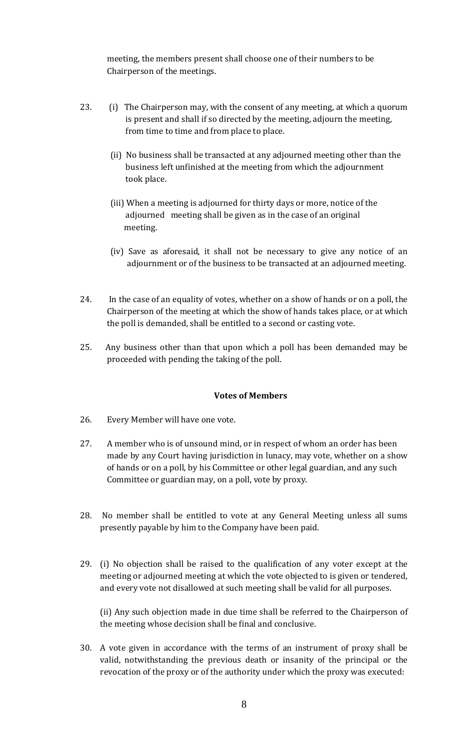meeting, the members present shall choose one of their numbers to be Chairperson of the meetings.

23. (i) The Chairperson may, with the consent of any meeting, at which a quorum is present and shall if so directed by the meeting, adjourn the meeting, from time to time and from place to place.

    (ii) No business shall be transacted at any adjourned meeting other than the business left unfinished at the meeting from which the adjournment took place.

    (iii) When a meeting is adjourned for thirty days or more, notice of the adjourned meeting shall be given as in the case of an original meeting.

    (iv) Save as aforesaid, it shall not be necessary to give any notice of an adjournment or of the business to be transacted at an adjourned meeting.

24. In the case of an equality of votes, whether on a show of hands or on a poll, the Chairperson of the meeting at which the show of hands takes place, or at which the poll is demanded, shall be entitled to a second or casting vote.

25. Any business other than that upon which a poll has been demanded may be proceeded with pending the taking of the poll.

**Votes of Members**

26. Every Member will have one vote.

27. A member who is of unsound mind, or in respect of whom an order has been made by any Court having jurisdiction in lunacy, may vote, whether on a show of hands or on a poll, by his Committee or other legal guardian, and any such Committee or guardian may, on a poll, vote by proxy.

28. No member shall be entitled to vote at any General Meeting unless all sums presently payable by him to the Company have been paid.

29. (i) No objection shall be raised to the qualification of any voter except at the meeting or adjourned meeting at which the vote objected to is given or tendered, and every vote not disallowed at such meeting shall be valid for all purposes.

    (ii) Any such objection made in due time shall be referred to the Chairperson of the meeting whose decision shall be final and conclusive.

30. A vote given in accordance with the terms of an instrument of proxy shall be valid, notwithstanding the previous death or insanity of the principal or the revocation of the proxy or of the authority under which the proxy was executed: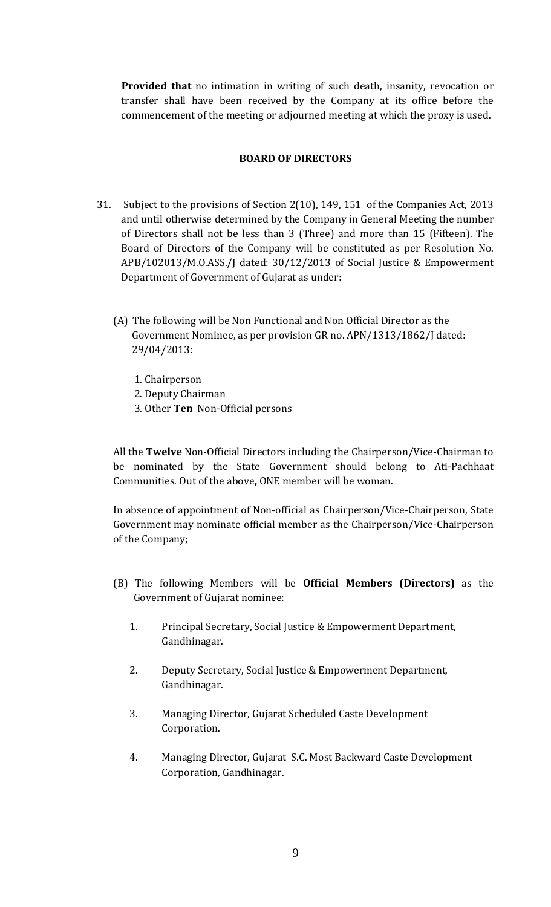**Provided that** no intimation in writing of such death, insanity, revocation or transfer shall have been received by the Company at its office before the commencement of the meeting or adjourned meeting at which the proxy is used.

## BOARD OF DIRECTORS

31. Subject to the provisions of Section 2(10), 149, 151 of the Companies Act, 2013 and until otherwise determined by the Company in General Meeting the number of Directors shall not be less than 3 (Three) and more than 15 (Fifteen). The Board of Directors of the Company will be constituted as per Resolution No. APB/102013/M.O.ASS./J dated: 30/12/2013 of Social Justice & Empowerment Department of Government of Gujarat as under:

   (A) The following will be Non Functional and Non Official Director as the Government Nominee, as per provision GR no. APN/1313/1862/J dated: 29/04/2013:

      1. Chairperson
      2. Deputy Chairman
      3. Other **Ten** Non-Official persons

   All the **Twelve** Non-Official Directors including the Chairperson/Vice-Chairman to be nominated by the State Government should belong to Ati-Pachhaat Communities. Out of the above**,** ONE member will be woman.

   In absence of appointment of Non-official as Chairperson/Vice-Chairperson, State Government may nominate official member as the Chairperson/Vice-Chairperson of the Company;

   (B) The following Members will be **Official Members (Directors)** as the Government of Gujarat nominee:

      1. Principal Secretary, Social Justice & Empowerment Department, Gandhinagar.
      2. Deputy Secretary, Social Justice & Empowerment Department, Gandhinagar.
      3. Managing Director, Gujarat Scheduled Caste Development Corporation.
      4. Managing Director, Gujarat S.C. Most Backward Caste Development Corporation, Gandhinagar.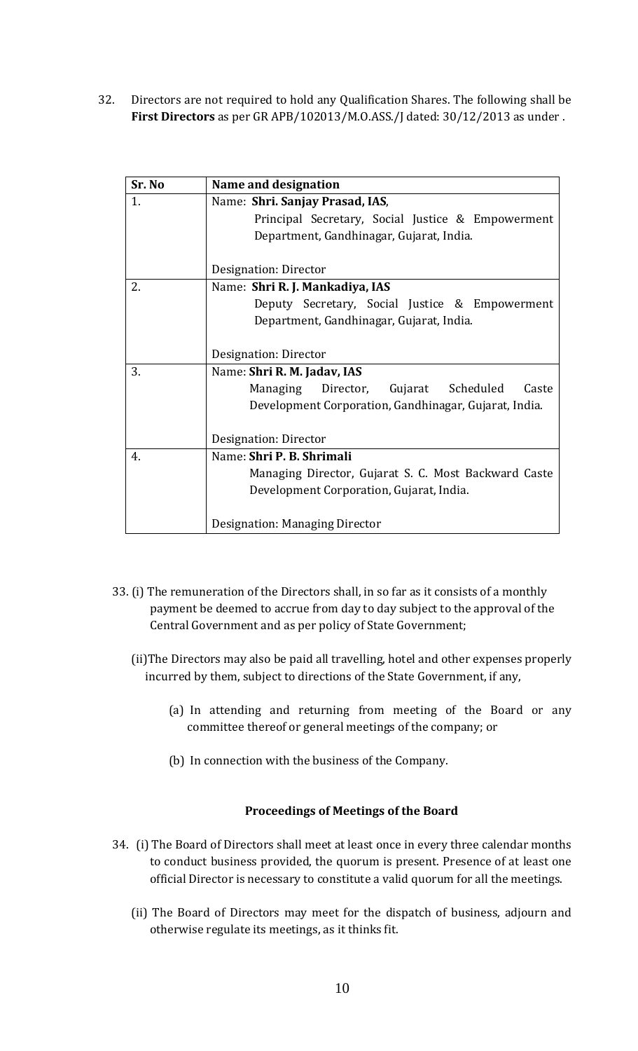32. Directors are not required to hold any Qualification Shares. The following shall be **First Directors** as per GR APB/102013/M.O.ASS./J dated: 30/12/2013 as under .

| Sr. No | Name and designation |
|---|---|
| 1. | Name: **Shri. Sanjay Prasad, IAS**, Principal Secretary, Social Justice & Empowerment Department, Gandhinagar, Gujarat, India.<br><br>Designation: Director |
| 2. | Name: **Shri R. J. Mankadiya, IAS** Deputy Secretary, Social Justice & Empowerment Department, Gandhinagar, Gujarat, India.<br><br>Designation: Director |
| 3. | Name: **Shri R. M. Jadav, IAS** Managing Director, Gujarat Scheduled Caste Development Corporation, Gandhinagar, Gujarat, India.<br><br>Designation: Director |
| 4. | Name: **Shri P. B. Shrimali** Managing Director, Gujarat S. C. Most Backward Caste Development Corporation, Gujarat, India.<br><br>Designation: Managing Director |

33. (i) The remuneration of the Directors shall, in so far as it consists of a monthly payment be deemed to accrue from day to day subject to the approval of the Central Government and as per policy of State Government;

(ii) The Directors may also be paid all travelling, hotel and other expenses properly incurred by them, subject to directions of the State Government, if any,

(a) In attending and returning from meeting of the Board or any committee thereof or general meetings of the company; or

(b) In connection with the business of the Company.

**Proceedings of Meetings of the Board**

34. (i) The Board of Directors shall meet at least once in every three calendar months to conduct business provided, the quorum is present. Presence of at least one official Director is necessary to constitute a valid quorum for all the meetings.

(ii) The Board of Directors may meet for the dispatch of business, adjourn and otherwise regulate its meetings, as it thinks fit.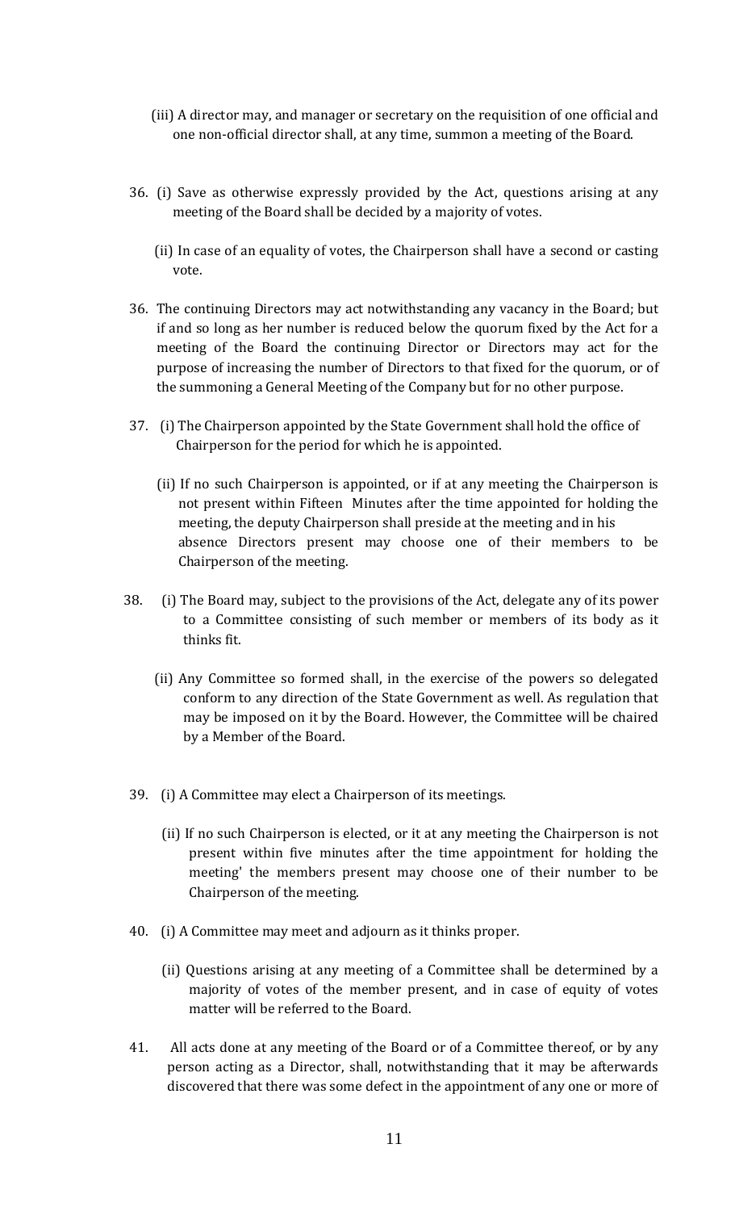(iii) A director may, and manager or secretary on the requisition of one official and one non-official director shall, at any time, summon a meeting of the Board.

36. (i) Save as otherwise expressly provided by the Act, questions arising at any meeting of the Board shall be decided by a majority of votes.

(ii) In case of an equality of votes, the Chairperson shall have a second or casting vote.

36. The continuing Directors may act notwithstanding any vacancy in the Board; but if and so long as her number is reduced below the quorum fixed by the Act for a meeting of the Board the continuing Director or Directors may act for the purpose of increasing the number of Directors to that fixed for the quorum, or of the summoning a General Meeting of the Company but for no other purpose.

37. (i) The Chairperson appointed by the State Government shall hold the office of Chairperson for the period for which he is appointed.

(ii) If no such Chairperson is appointed, or if at any meeting the Chairperson is not present within Fifteen Minutes after the time appointed for holding the meeting, the deputy Chairperson shall preside at the meeting and in his absence Directors present may choose one of their members to be Chairperson of the meeting.

38. (i) The Board may, subject to the provisions of the Act, delegate any of its power to a Committee consisting of such member or members of its body as it thinks fit.

(ii) Any Committee so formed shall, in the exercise of the powers so delegated conform to any direction of the State Government as well. As regulation that may be imposed on it by the Board. However, the Committee will be chaired by a Member of the Board.

39. (i) A Committee may elect a Chairperson of its meetings.

(ii) If no such Chairperson is elected, or it at any meeting the Chairperson is not present within five minutes after the time appointment for holding the meeting' the members present may choose one of their number to be Chairperson of the meeting.

40. (i) A Committee may meet and adjourn as it thinks proper.

(ii) Questions arising at any meeting of a Committee shall be determined by a majority of votes of the member present, and in case of equity of votes matter will be referred to the Board.

41. All acts done at any meeting of the Board or of a Committee thereof, or by any person acting as a Director, shall, notwithstanding that it may be afterwards discovered that there was some defect in the appointment of any one or more of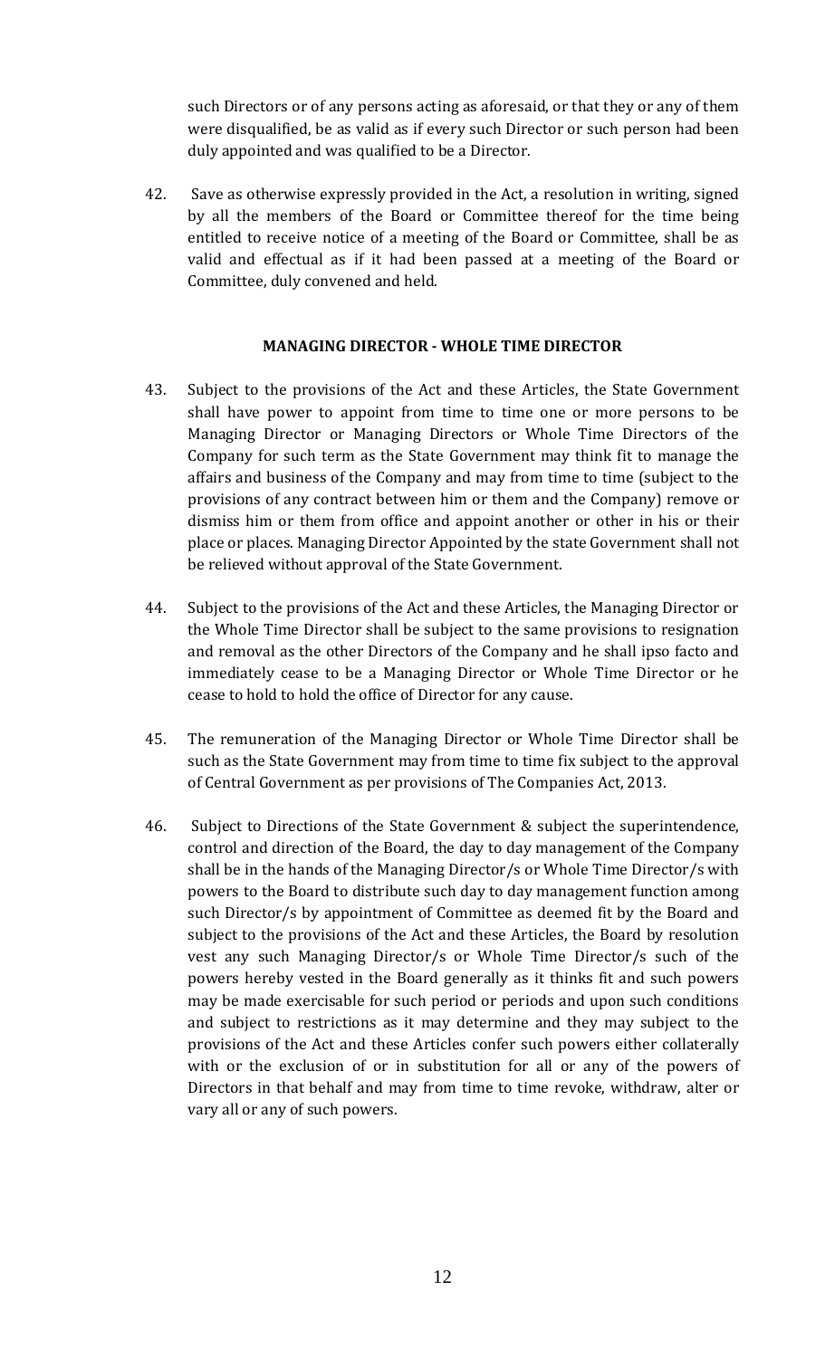such Directors or of any persons acting as aforesaid, or that they or any of them were disqualified, be as valid as if every such Director or such person had been duly appointed and was qualified to be a Director.

42. Save as otherwise expressly provided in the Act, a resolution in writing, signed by all the members of the Board or Committee thereof for the time being entitled to receive notice of a meeting of the Board or Committee, shall be as valid and effectual as if it had been passed at a meeting of the Board or Committee, duly convened and held.

**MANAGING DIRECTOR - WHOLE TIME DIRECTOR**

43. Subject to the provisions of the Act and these Articles, the State Government shall have power to appoint from time to time one or more persons to be Managing Director or Managing Directors or Whole Time Directors of the Company for such term as the State Government may think fit to manage the affairs and business of the Company and may from time to time (subject to the provisions of any contract between him or them and the Company) remove or dismiss him or them from office and appoint another or other in his or their place or places. Managing Director Appointed by the state Government shall not be relieved without approval of the State Government.

44. Subject to the provisions of the Act and these Articles, the Managing Director or the Whole Time Director shall be subject to the same provisions to resignation and removal as the other Directors of the Company and he shall ipso facto and immediately cease to be a Managing Director or Whole Time Director or he cease to hold to hold the office of Director for any cause.

45. The remuneration of the Managing Director or Whole Time Director shall be such as the State Government may from time to time fix subject to the approval of Central Government as per provisions of The Companies Act, 2013.

46. Subject to Directions of the State Government & subject the superintendence, control and direction of the Board, the day to day management of the Company shall be in the hands of the Managing Director/s or Whole Time Director/s with powers to the Board to distribute such day to day management function among such Director/s by appointment of Committee as deemed fit by the Board and subject to the provisions of the Act and these Articles, the Board by resolution vest any such Managing Director/s or Whole Time Director/s such of the powers hereby vested in the Board generally as it thinks fit and such powers may be made exercisable for such period or periods and upon such conditions and subject to restrictions as it may determine and they may subject to the provisions of the Act and these Articles confer such powers either collaterally with or the exclusion of or in substitution for all or any of the powers of Directors in that behalf and may from time to time revoke, withdraw, alter or vary all or any of such powers.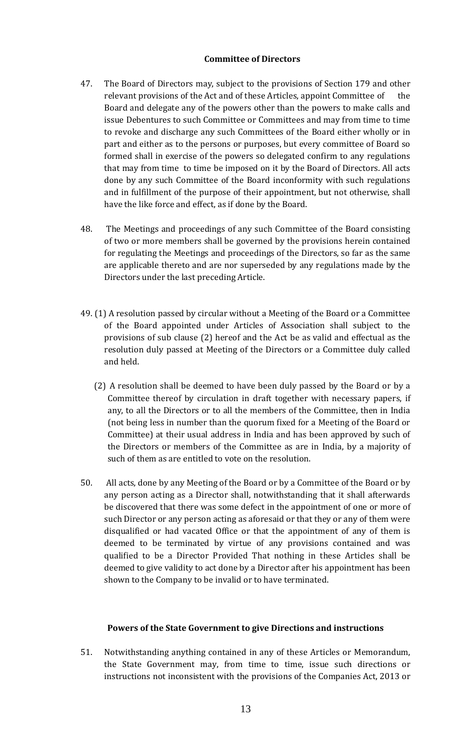**Committee of Directors**

47. The Board of Directors may, subject to the provisions of Section 179 and other relevant provisions of the Act and of these Articles, appoint Committee of the Board and delegate any of the powers other than the powers to make calls and issue Debentures to such Committee or Committees and may from time to time to revoke and discharge any such Committees of the Board either wholly or in part and either as to the persons or purposes, but every committee of Board so formed shall in exercise of the powers so delegated confirm to any regulations that may from time to time be imposed on it by the Board of Directors. All acts done by any such Committee of the Board inconformity with such regulations and in fulfillment of the purpose of their appointment, but not otherwise, shall have the like force and effect, as if done by the Board.

48. The Meetings and proceedings of any such Committee of the Board consisting of two or more members shall be governed by the provisions herein contained for regulating the Meetings and proceedings of the Directors, so far as the same are applicable thereto and are nor superseded by any regulations made by the Directors under the last preceding Article.

49. (1) A resolution passed by circular without a Meeting of the Board or a Committee of the Board appointed under Articles of Association shall subject to the provisions of sub clause (2) hereof and the Act be as valid and effectual as the resolution duly passed at Meeting of the Directors or a Committee duly called and held.

(2) A resolution shall be deemed to have been duly passed by the Board or by a Committee thereof by circulation in draft together with necessary papers, if any, to all the Directors or to all the members of the Committee, then in India (not being less in number than the quorum fixed for a Meeting of the Board or Committee) at their usual address in India and has been approved by such of the Directors or members of the Committee as are in India, by a majority of such of them as are entitled to vote on the resolution.

50. All acts, done by any Meeting of the Board or by a Committee of the Board or by any person acting as a Director shall, notwithstanding that it shall afterwards be discovered that there was some defect in the appointment of one or more of such Director or any person acting as aforesaid or that they or any of them were disqualified or had vacated Office or that the appointment of any of them is deemed to be terminated by virtue of any provisions contained and was qualified to be a Director Provided That nothing in these Articles shall be deemed to give validity to act done by a Director after his appointment has been shown to the Company to be invalid or to have terminated.

**Powers of the State Government to give Directions and instructions**

51. Notwithstanding anything contained in any of these Articles or Memorandum, the State Government may, from time to time, issue such directions or instructions not inconsistent with the provisions of the Companies Act, 2013 or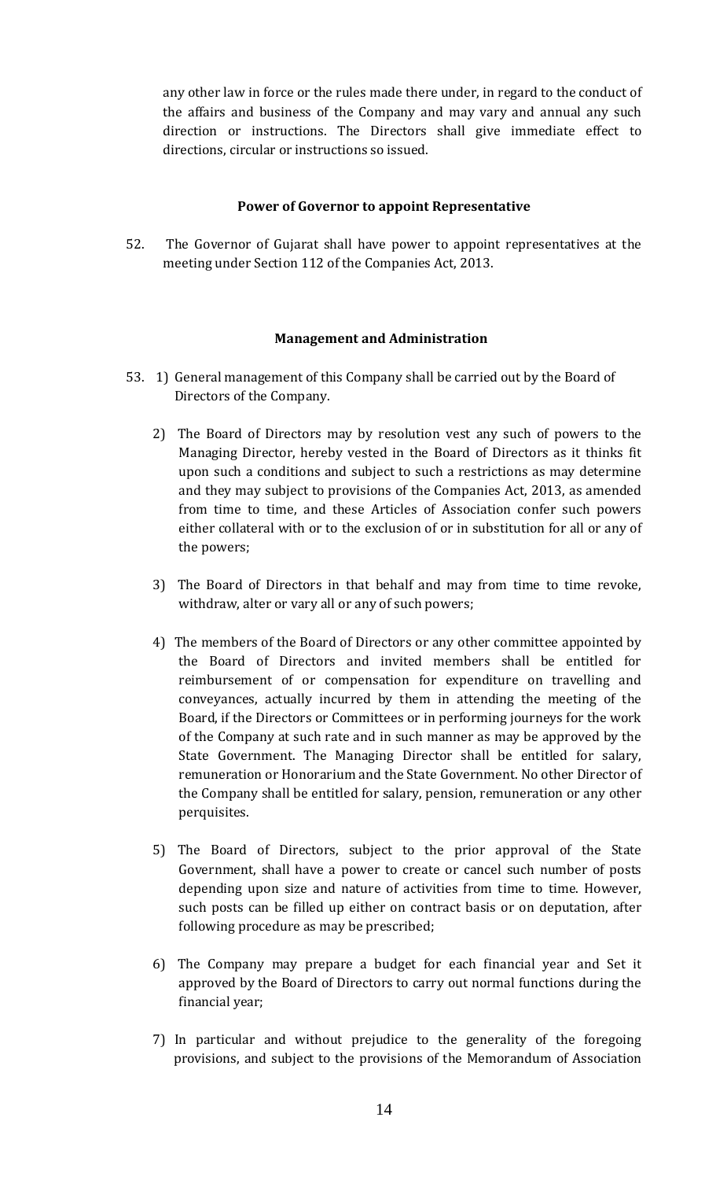any other law in force or the rules made there under, in regard to the conduct of the affairs and business of the Company and may vary and annual any such direction or instructions. The Directors shall give immediate effect to directions, circular or instructions so issued.

**Power of Governor to appoint Representative**

52. The Governor of Gujarat shall have power to appoint representatives at the meeting under Section 112 of the Companies Act, 2013.

**Management and Administration**

53. 1) General management of this Company shall be carried out by the Board of Directors of the Company.

    2) The Board of Directors may by resolution vest any such of powers to the Managing Director, hereby vested in the Board of Directors as it thinks fit upon such a conditions and subject to such a restrictions as may determine and they may subject to provisions of the Companies Act, 2013, as amended from time to time, and these Articles of Association confer such powers either collateral with or to the exclusion of or in substitution for all or any of the powers;

    3) The Board of Directors in that behalf and may from time to time revoke, withdraw, alter or vary all or any of such powers;

    4) The members of the Board of Directors or any other committee appointed by the Board of Directors and invited members shall be entitled for reimbursement of or compensation for expenditure on travelling and conveyances, actually incurred by them in attending the meeting of the Board, if the Directors or Committees or in performing journeys for the work of the Company at such rate and in such manner as may be approved by the State Government. The Managing Director shall be entitled for salary, remuneration or Honorarium and the State Government. No other Director of the Company shall be entitled for salary, pension, remuneration or any other perquisites.

    5) The Board of Directors, subject to the prior approval of the State Government, shall have a power to create or cancel such number of posts depending upon size and nature of activities from time to time. However, such posts can be filled up either on contract basis or on deputation, after following procedure as may be prescribed;

    6) The Company may prepare a budget for each financial year and Set it approved by the Board of Directors to carry out normal functions during the financial year;

    7) In particular and without prejudice to the generality of the foregoing provisions, and subject to the provisions of the Memorandum of Association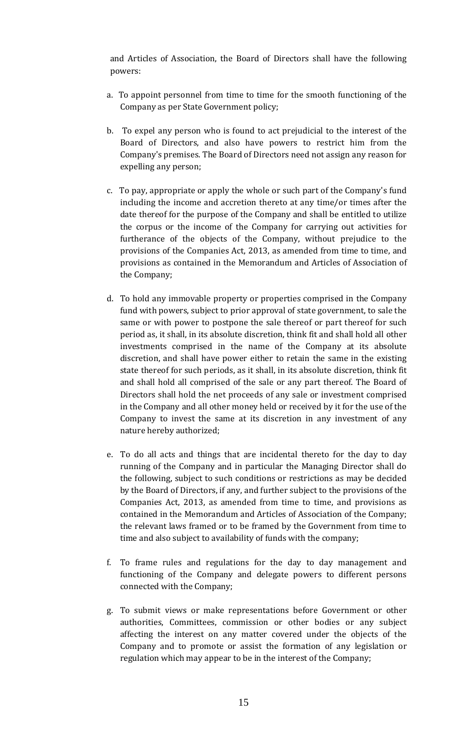and Articles of Association, the Board of Directors shall have the following powers:

a. To appoint personnel from time to time for the smooth functioning of the Company as per State Government policy;

b. To expel any person who is found to act prejudicial to the interest of the Board of Directors, and also have powers to restrict him from the Company's premises. The Board of Directors need not assign any reason for expelling any person;

c. To pay, appropriate or apply the whole or such part of the Company's fund including the income and accretion thereto at any time/or times after the date thereof for the purpose of the Company and shall be entitled to utilize the corpus or the income of the Company for carrying out activities for furtherance of the objects of the Company, without prejudice to the provisions of the Companies Act, 2013, as amended from time to time, and provisions as contained in the Memorandum and Articles of Association of the Company;

d. To hold any immovable property or properties comprised in the Company fund with powers, subject to prior approval of state government, to sale the same or with power to postpone the sale thereof or part thereof for such period as, it shall, in its absolute discretion, think fit and shall hold all other investments comprised in the name of the Company at its absolute discretion, and shall have power either to retain the same in the existing state thereof for such periods, as it shall, in its absolute discretion, think fit and shall hold all comprised of the sale or any part thereof. The Board of Directors shall hold the net proceeds of any sale or investment comprised in the Company and all other money held or received by it for the use of the Company to invest the same at its discretion in any investment of any nature hereby authorized;

e. To do all acts and things that are incidental thereto for the day to day running of the Company and in particular the Managing Director shall do the following, subject to such conditions or restrictions as may be decided by the Board of Directors, if any, and further subject to the provisions of the Companies Act, 2013, as amended from time to time, and provisions as contained in the Memorandum and Articles of Association of the Company; the relevant laws framed or to be framed by the Government from time to time and also subject to availability of funds with the company;

f. To frame rules and regulations for the day to day management and functioning of the Company and delegate powers to different persons connected with the Company;

g. To submit views or make representations before Government or other authorities, Committees, commission or other bodies or any subject affecting the interest on any matter covered under the objects of the Company and to promote or assist the formation of any legislation or regulation which may appear to be in the interest of the Company;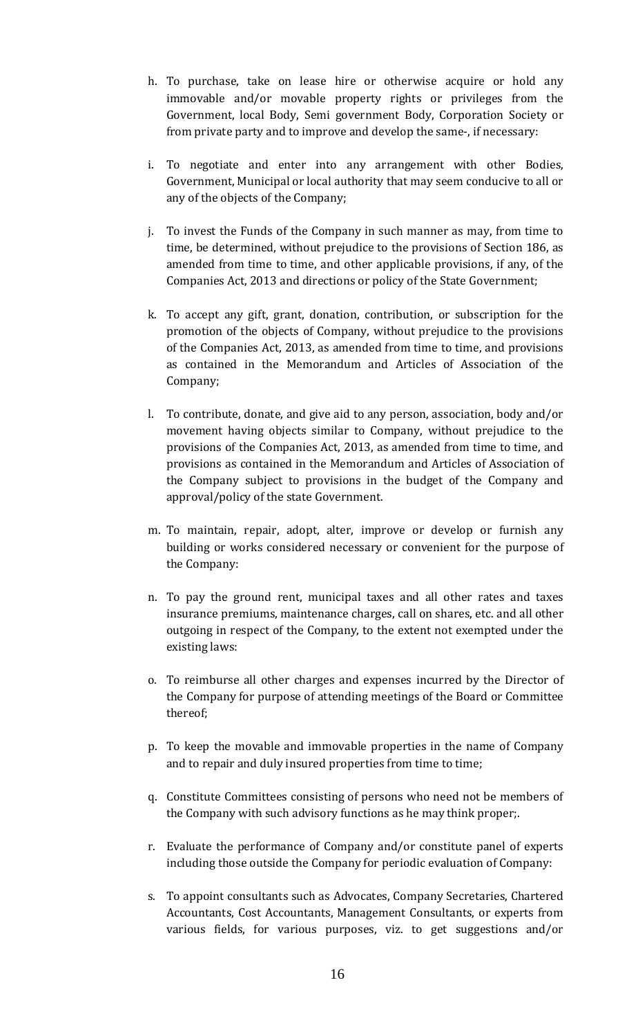h. To purchase, take on lease hire or otherwise acquire or hold any immovable and/or movable property rights or privileges from the Government, local Body, Semi government Body, Corporation Society or from private party and to improve and develop the same-, if necessary:

i. To negotiate and enter into any arrangement with other Bodies, Government, Municipal or local authority that may seem conducive to all or any of the objects of the Company;

j. To invest the Funds of the Company in such manner as may, from time to time, be determined, without prejudice to the provisions of Section 186, as amended from time to time, and other applicable provisions, if any, of the Companies Act, 2013 and directions or policy of the State Government;

k. To accept any gift, grant, donation, contribution, or subscription for the promotion of the objects of Company, without prejudice to the provisions of the Companies Act, 2013, as amended from time to time, and provisions as contained in the Memorandum and Articles of Association of the Company;

l. To contribute, donate, and give aid to any person, association, body and/or movement having objects similar to Company, without prejudice to the provisions of the Companies Act, 2013, as amended from time to time, and provisions as contained in the Memorandum and Articles of Association of the Company subject to provisions in the budget of the Company and approval/policy of the state Government.

m. To maintain, repair, adopt, alter, improve or develop or furnish any building or works considered necessary or convenient for the purpose of the Company:

n. To pay the ground rent, municipal taxes and all other rates and taxes insurance premiums, maintenance charges, call on shares, etc. and all other outgoing in respect of the Company, to the extent not exempted under the existing laws:

o. To reimburse all other charges and expenses incurred by the Director of the Company for purpose of attending meetings of the Board or Committee thereof;

p. To keep the movable and immovable properties in the name of Company and to repair and duly insured properties from time to time;

q. Constitute Committees consisting of persons who need not be members of the Company with such advisory functions as he may think proper;.

r. Evaluate the performance of Company and/or constitute panel of experts including those outside the Company for periodic evaluation of Company:

s. To appoint consultants such as Advocates, Company Secretaries, Chartered Accountants, Cost Accountants, Management Consultants, or experts from various fields, for various purposes, viz. to get suggestions and/or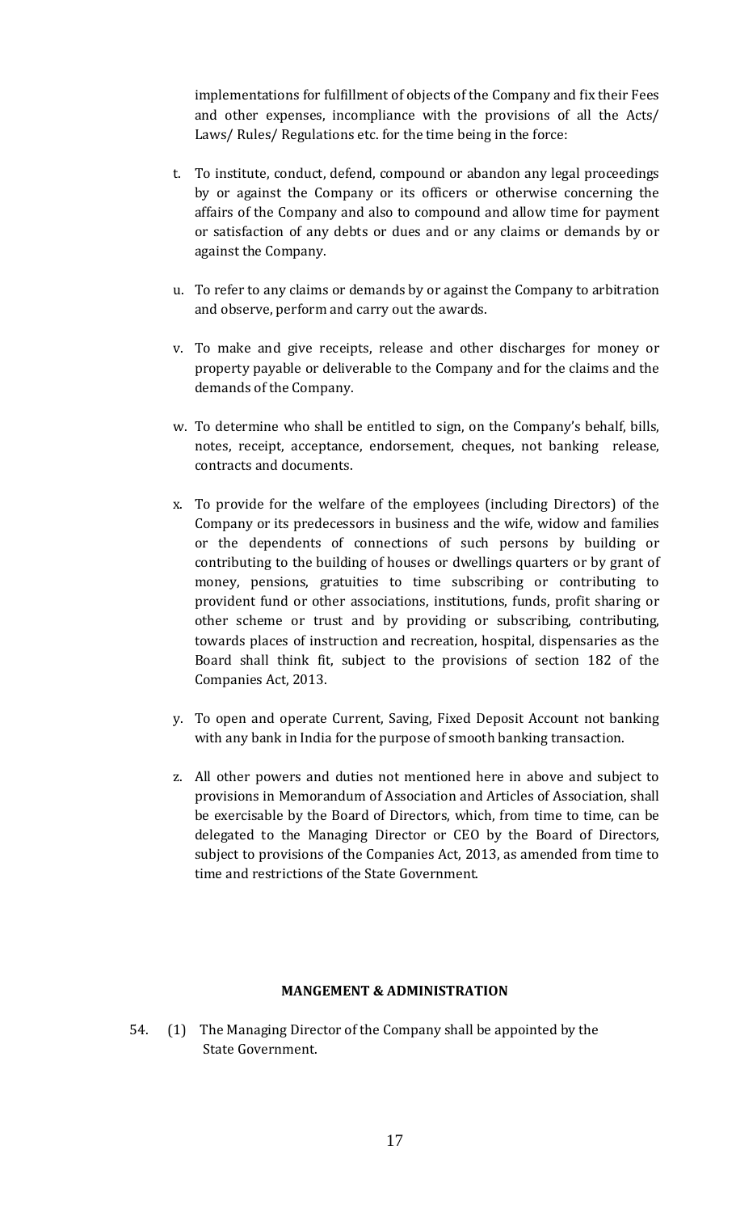implementations for fulfillment of objects of the Company and fix their Fees and other expenses, incompliance with the provisions of all the Acts/ Laws/ Rules/ Regulations etc. for the time being in the force:

t. To institute, conduct, defend, compound or abandon any legal proceedings by or against the Company or its officers or otherwise concerning the affairs of the Company and also to compound and allow time for payment or satisfaction of any debts or dues and or any claims or demands by or against the Company.

u. To refer to any claims or demands by or against the Company to arbitration and observe, perform and carry out the awards.

v. To make and give receipts, release and other discharges for money or property payable or deliverable to the Company and for the claims and the demands of the Company.

w. To determine who shall be entitled to sign, on the Company's behalf, bills, notes, receipt, acceptance, endorsement, cheques, not banking release, contracts and documents.

x. To provide for the welfare of the employees (including Directors) of the Company or its predecessors in business and the wife, widow and families or the dependents of connections of such persons by building or contributing to the building of houses or dwellings quarters or by grant of money, pensions, gratuities to time subscribing or contributing to provident fund or other associations, institutions, funds, profit sharing or other scheme or trust and by providing or subscribing, contributing, towards places of instruction and recreation, hospital, dispensaries as the Board shall think fit, subject to the provisions of section 182 of the Companies Act, 2013.

y. To open and operate Current, Saving, Fixed Deposit Account not banking with any bank in India for the purpose of smooth banking transaction.

z. All other powers and duties not mentioned here in above and subject to provisions in Memorandum of Association and Articles of Association, shall be exercisable by the Board of Directors, which, from time to time, can be delegated to the Managing Director or CEO by the Board of Directors, subject to provisions of the Companies Act, 2013, as amended from time to time and restrictions of the State Government.

**MANGEMENT & ADMINISTRATION**

54. (1) The Managing Director of the Company shall be appointed by the State Government.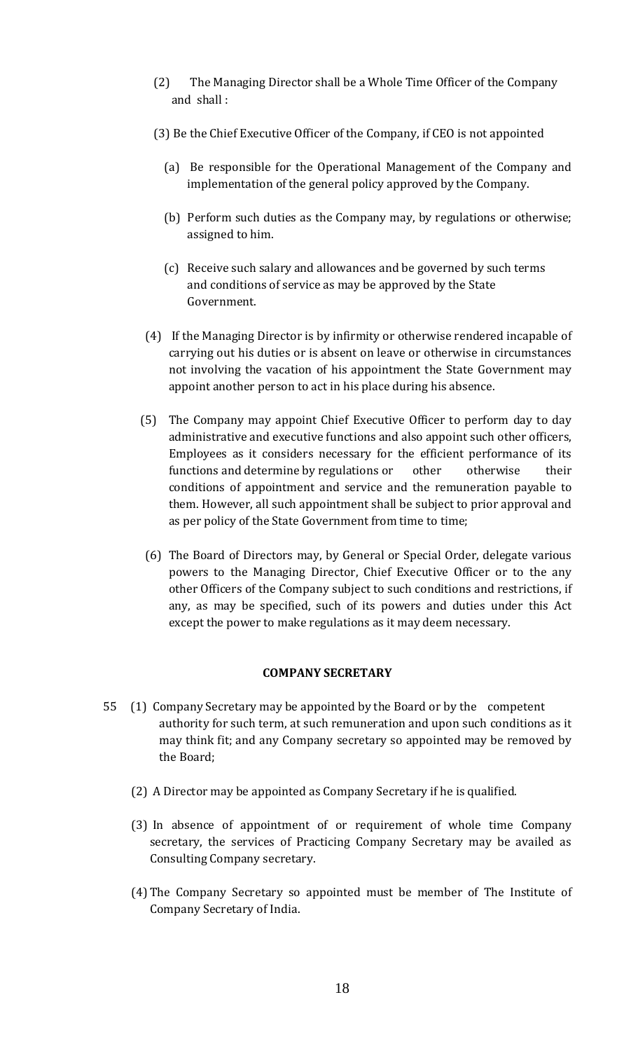(2) The Managing Director shall be a Whole Time Officer of the Company and shall :

(3) Be the Chief Executive Officer of the Company, if CEO is not appointed

(a) Be responsible for the Operational Management of the Company and implementation of the general policy approved by the Company.

(b) Perform such duties as the Company may, by regulations or otherwise; assigned to him.

(c) Receive such salary and allowances and be governed by such terms and conditions of service as may be approved by the State Government.

(4) If the Managing Director is by infirmity or otherwise rendered incapable of carrying out his duties or is absent on leave or otherwise in circumstances not involving the vacation of his appointment the State Government may appoint another person to act in his place during his absence.

(5) The Company may appoint Chief Executive Officer to perform day to day administrative and executive functions and also appoint such other officers, Employees as it considers necessary for the efficient performance of its functions and determine by regulations or other otherwise their conditions of appointment and service and the remuneration payable to them. However, all such appointment shall be subject to prior approval and as per policy of the State Government from time to time;

(6) The Board of Directors may, by General or Special Order, delegate various powers to the Managing Director, Chief Executive Officer or to the any other Officers of the Company subject to such conditions and restrictions, if any, as may be specified, such of its powers and duties under this Act except the power to make regulations as it may deem necessary.

**COMPANY SECRETARY**

55 (1) Company Secretary may be appointed by the Board or by the competent authority for such term, at such remuneration and upon such conditions as it may think fit; and any Company secretary so appointed may be removed by the Board;

(2) A Director may be appointed as Company Secretary if he is qualified.

(3) In absence of appointment of or requirement of whole time Company secretary, the services of Practicing Company Secretary may be availed as Consulting Company secretary.

(4) The Company Secretary so appointed must be member of The Institute of Company Secretary of India.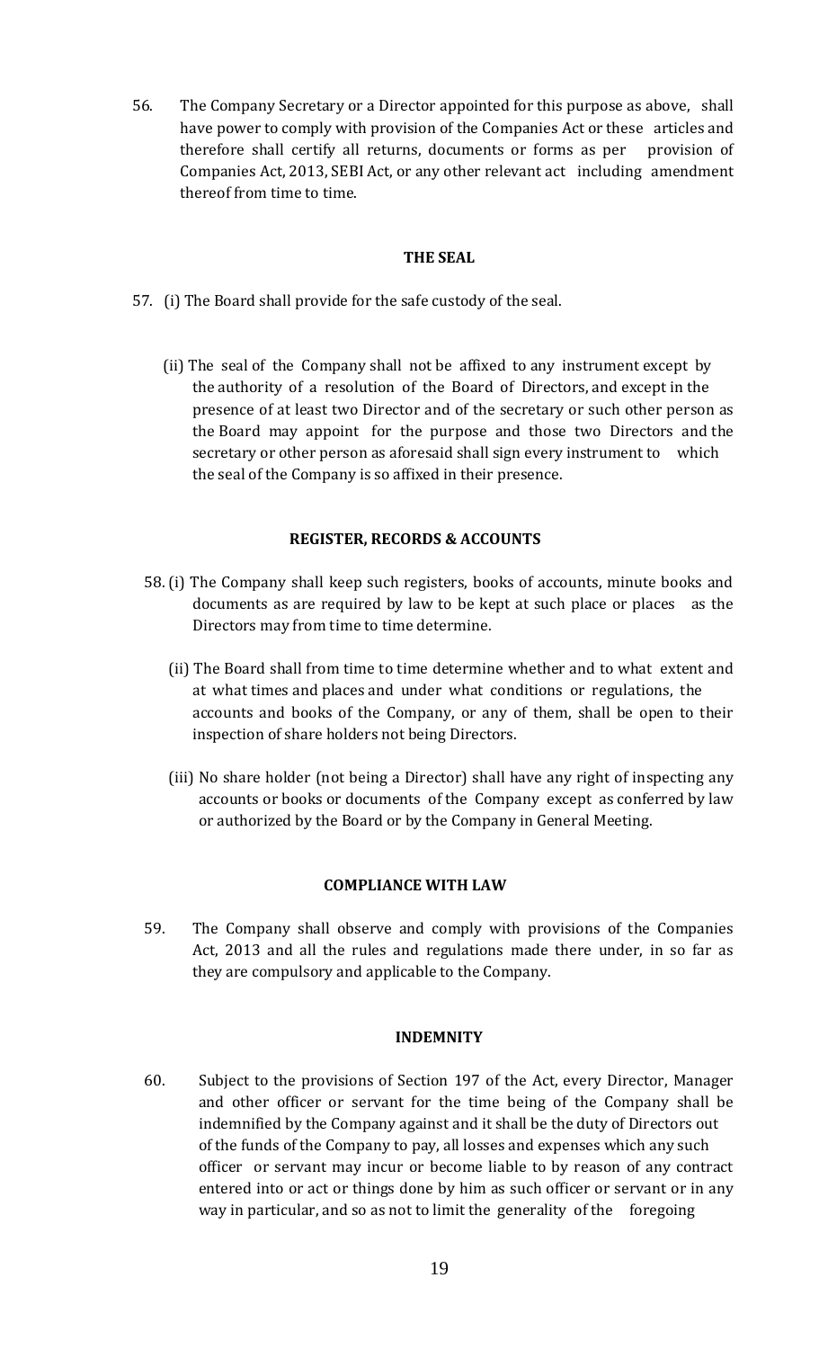56. The Company Secretary or a Director appointed for this purpose as above, shall have power to comply with provision of the Companies Act or these articles and therefore shall certify all returns, documents or forms as per provision of Companies Act, 2013, SEBI Act, or any other relevant act including amendment thereof from time to time.

**THE SEAL**

57. (i) The Board shall provide for the safe custody of the seal.

    (ii) The seal of the Company shall not be affixed to any instrument except by the authority of a resolution of the Board of Directors, and except in the presence of at least two Director and of the secretary or such other person as the Board may appoint for the purpose and those two Directors and the secretary or other person as aforesaid shall sign every instrument to which the seal of the Company is so affixed in their presence.

**REGISTER, RECORDS & ACCOUNTS**

58. (i) The Company shall keep such registers, books of accounts, minute books and documents as are required by law to be kept at such place or places as the Directors may from time to time determine.

    (ii) The Board shall from time to time determine whether and to what extent and at what times and places and under what conditions or regulations, the accounts and books of the Company, or any of them, shall be open to their inspection of share holders not being Directors.

    (iii) No share holder (not being a Director) shall have any right of inspecting any accounts or books or documents of the Company except as conferred by law or authorized by the Board or by the Company in General Meeting.

**COMPLIANCE WITH LAW**

59. The Company shall observe and comply with provisions of the Companies Act, 2013 and all the rules and regulations made there under, in so far as they are compulsory and applicable to the Company.

**INDEMNITY**

60. Subject to the provisions of Section 197 of the Act, every Director, Manager and other officer or servant for the time being of the Company shall be indemnified by the Company against and it shall be the duty of Directors out of the funds of the Company to pay, all losses and expenses which any such officer or servant may incur or become liable to by reason of any contract entered into or act or things done by him as such officer or servant or in any way in particular, and so as not to limit the generality of the foregoing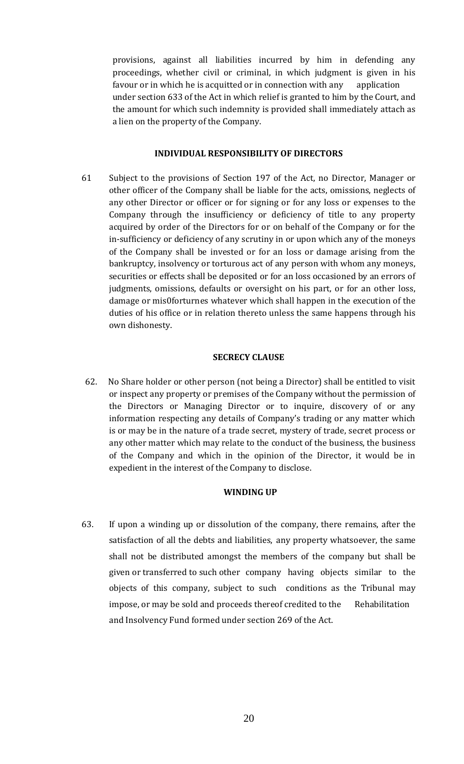provisions, against all liabilities incurred by him in defending any proceedings, whether civil or criminal, in which judgment is given in his favour or in which he is acquitted or in connection with any application under section 633 of the Act in which relief is granted to him by the Court, and the amount for which such indemnity is provided shall immediately attach as a lien on the property of the Company.

**INDIVIDUAL RESPONSIBILITY OF DIRECTORS**

61 Subject to the provisions of Section 197 of the Act, no Director, Manager or other officer of the Company shall be liable for the acts, omissions, neglects of any other Director or officer or for signing or for any loss or expenses to the Company through the insufficiency or deficiency of title to any property acquired by order of the Directors for or on behalf of the Company or for the in-sufficiency or deficiency of any scrutiny in or upon which any of the moneys of the Company shall be invested or for an loss or damage arising from the bankruptcy, insolvency or torturous act of any person with whom any moneys, securities or effects shall be deposited or for an loss occasioned by an errors of judgments, omissions, defaults or oversight on his part, or for an other loss, damage or mis0forturnes whatever which shall happen in the execution of the duties of his office or in relation thereto unless the same happens through his own dishonesty.

**SECRECY CLAUSE**

62. No Share holder or other person (not being a Director) shall be entitled to visit or inspect any property or premises of the Company without the permission of the Directors or Managing Director or to inquire, discovery of or any information respecting any details of Company's trading or any matter which is or may be in the nature of a trade secret, mystery of trade, secret process or any other matter which may relate to the conduct of the business, the business of the Company and which in the opinion of the Director, it would be in expedient in the interest of the Company to disclose.

**WINDING UP**

63. If upon a winding up or dissolution of the company, there remains, after the satisfaction of all the debts and liabilities, any property whatsoever, the same shall not be distributed amongst the members of the company but shall be given or transferred to such other company having objects similar to the objects of this company, subject to such conditions as the Tribunal may impose, or may be sold and proceeds thereof credited to the Rehabilitation and Insolvency Fund formed under section 269 of the Act.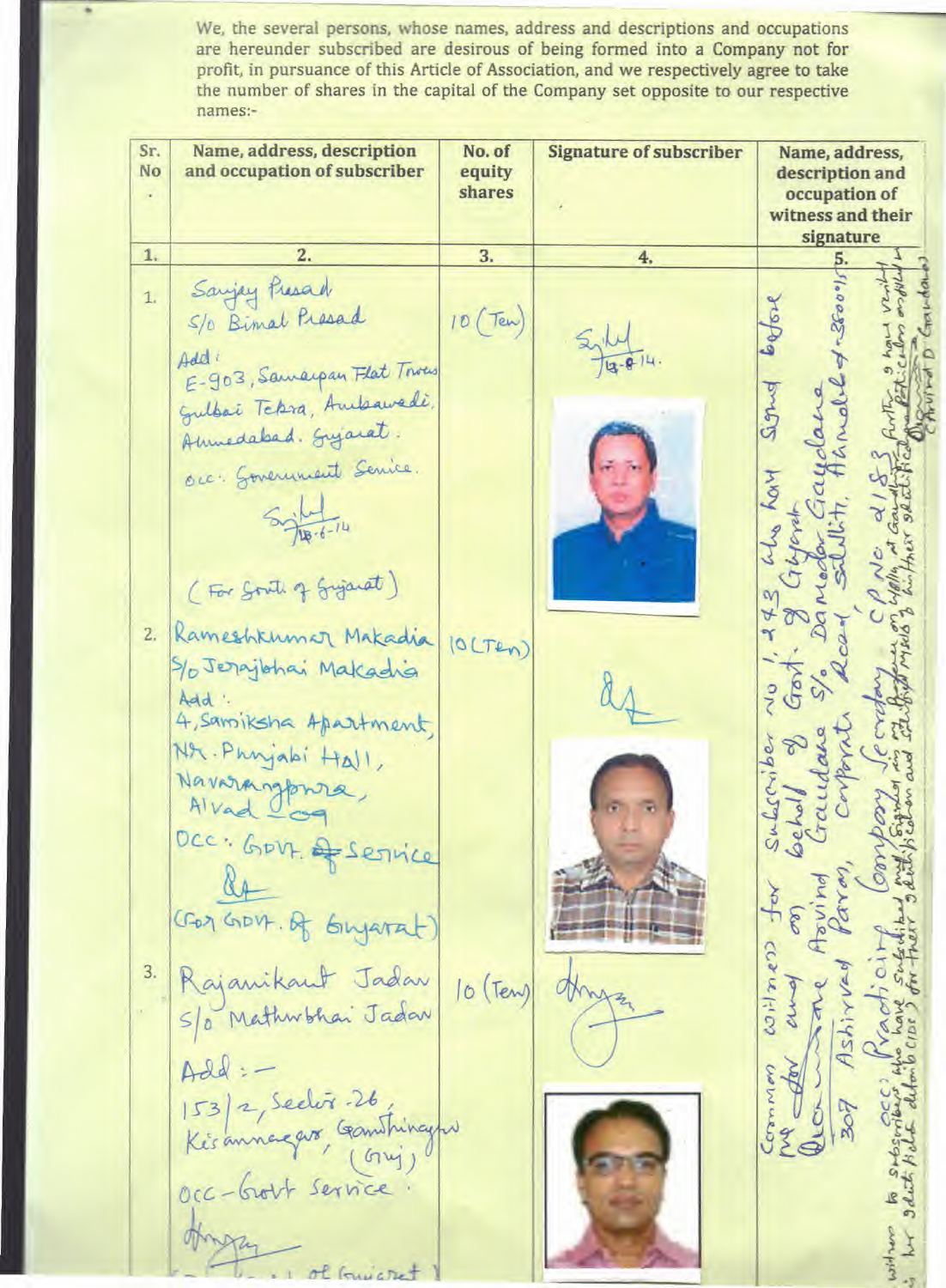We, the several persons, whose names, address and descriptions and occupations are hereunder subscribed are desirous of being formed into a Company not for profit, in pursuance of this Article of Association, and we respectively agree to take the number of shares in the capital of the Company set opposite to our respective names:-

| Sr. No. | Name, address, description and occupation of subscriber | No. of equity shares | Signature of subscriber | Name, address, description and occupation of witness and their signature |
|---|---|---|---|---|
| 1. | 2. | 3. | 4. | 5. |
| 1. | Sanjay Prasad S/o Bimal Prasad Add: E-903, Samarpan Flat Tower Gulbai Tekra, Ambawadi, Ahmedabad. Gujarat. Occ: Government Service. (signed) 18-6-14 (For Govt. of Gujarat) | 10 (Ten) | (signed) 18-6-14. | Common witness for Subscriber No 1, 2 & 3 who have Signed before me for and on behalf of Govt. of Gujarat Gaudana Arvind Gaudana S/o Damodar Gaudana 307 Ashirvad Paras, Corporate Road, Satellite, Ahmedabad - 380015 Occ: Practicing Company Secretary CP No: 2183 Further I have verified to subscribers who have subscribed and signed in my presence on 18/6/14 at Gandhinagar. I have verified their identification and satisfied myself of their identification particulars and verified their details (IDs) (signed) (Arvind D Gaudana) |
| 2. | Rameshkumar Makadia S/o Jerajbhai Makadia Add: 4, Samiksha Apartment, Nr. Punjabi Hall, Navrangpura, Alvad-09 Occ: Govt. Service (signed) (For Govt. of Gujarat) | 10 (Ten) | (signed) | |
| 3. | Rajanikant Jadav S/o Mathurbhai Jadav Add:- 153/2, Sector-26, Kisannagar, Gandhinagar (Guj) Occ - Govt Service. (signed) (For Govt. of Gujarat) | 10 (Ten) | (signed) | |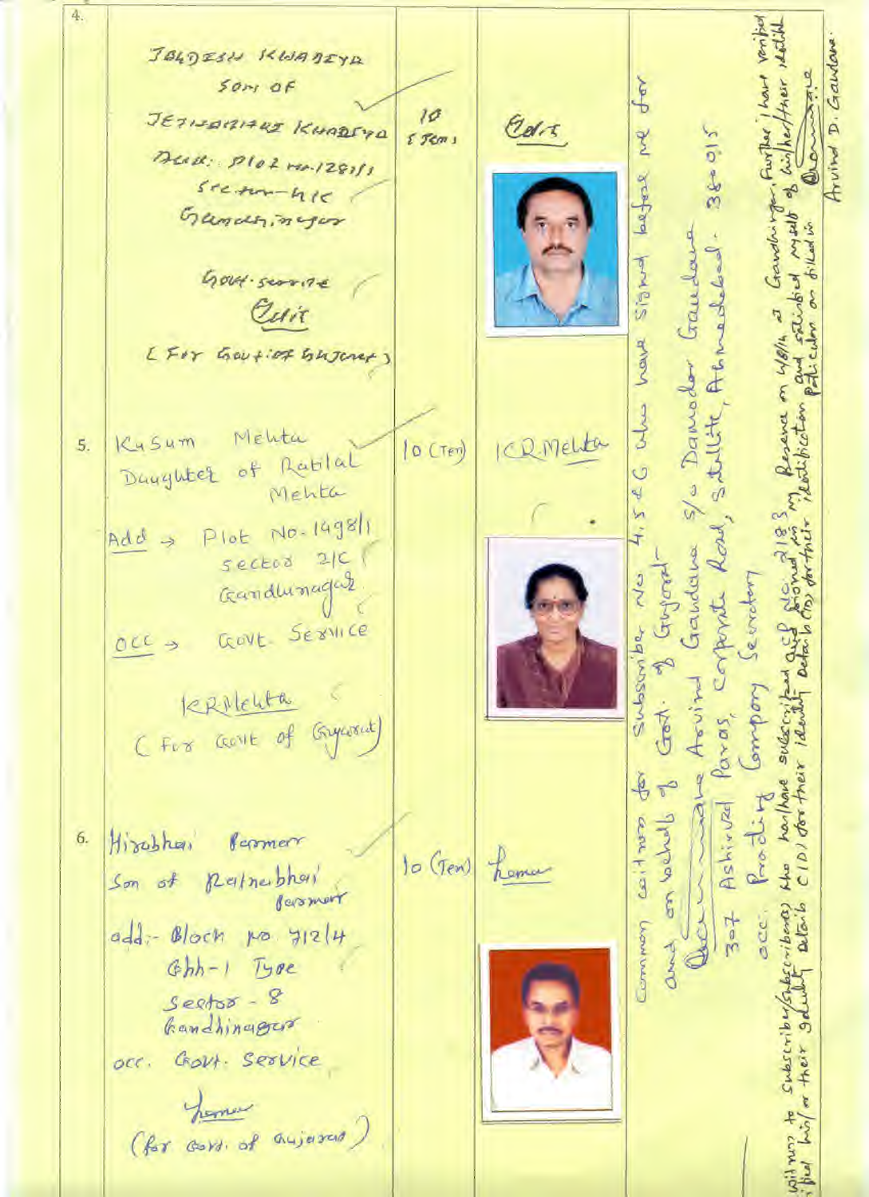| | | | | |
|---|---|---|---|---|
| 4. | JAGDESH KHADEYA<br>Son of<br>JETHABHAI KHADEYA<br>Add: Plot no.1281/1<br>Sector-4/C<br>Gandhinagar<br><br>Govt. service<br>[signature]<br>(For Govt. of Gujarat) | 10 (Ten) | [signature] | Common witness for Subscriber No 4, 5 & 6 who have signed before me for and on behalf of Govt. of Gujarat-<br><br>[signature] Arvind Gandana s/o Damodar Gandana<br>307 Ashirvad Paras, Corporate Road, Satellite, Ahmedabad. 380015<br>occ: Practicing Company Secretary<br><br>Witness to Subscriber/Subscribers who has/have subscribed and signed in my presence on 4/8/14 at Gandhinagar. Further I have verified his/her/their identification details (ID) for their identification and satisfied myself of his/her/their identity particulars as filled in.<br>[signature]<br>Arvind D. Gandana |
| 5. | Kusum Mehta<br>Daughter of Ratilal Mehta<br>Add → Plot No-1498/1<br>Sector 21C<br>Gandhinagar<br>Occ → Govt. Service<br><br>K.R.Mehta<br>(For Govt of Gujarat) | 10 (Ten) | K.R.Mehta | |
| 6. | Hirabhai Parmar<br>Son of Ratnabhai Parmar<br>add:- Block no. 712/4<br>Ghh-1 Type<br>Sector - 8<br>Gandhinagar<br>occ. Govt. Service<br><br>[signature]<br>(for Govt. of Gujarat) | 10 (Ten) | [signature] | |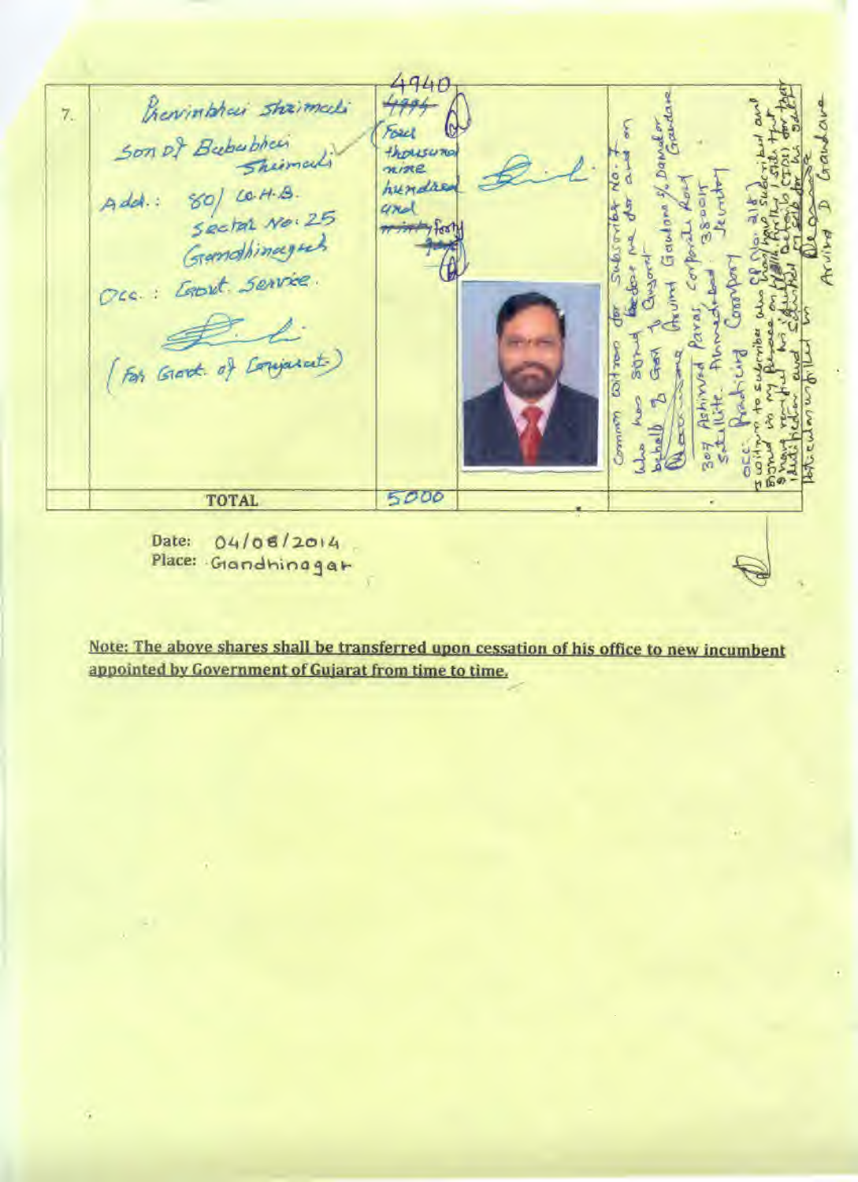| | | | | |
|---|---|---|---|---|
| 7. | Pravinbhai Shrimali<br>Son of Babubhai Shrimali<br>Add.: 80/ G.H.B.<br>Sector No: 25<br>Gandhinagar<br>Occ.: Govt. Service.<br>(For Govt. of Gujarat) | 4940<br>~~4994~~<br>(Four thousand nine hundred and ~~ninety~~ forty ~~four~~) | | Common witness for Subscriber No. 7 who has signed before me for and on behalf of Govt of Gujarat<br>Arvind Gandare s/ Damodar Gandare<br>307 Ashirvad Paras, Corporate Road Satellite, Ahmedabad 380015<br>Occ: Practicing Company Secretary<br>I witness to subscriber also CP No. 218 Found in my presence on ... Further I state that I have verified his ... details (ID) for their identification and satisfied for his ...<br>Arvind D Gandare |
| | TOTAL | 5000 | | |

Date: 04/08/2014

Place: Gandhinagar

<u>Note: The above shares shall be transferred upon cessation of his office to new incumbent appointed by Government of Gujarat from time to time.</u>